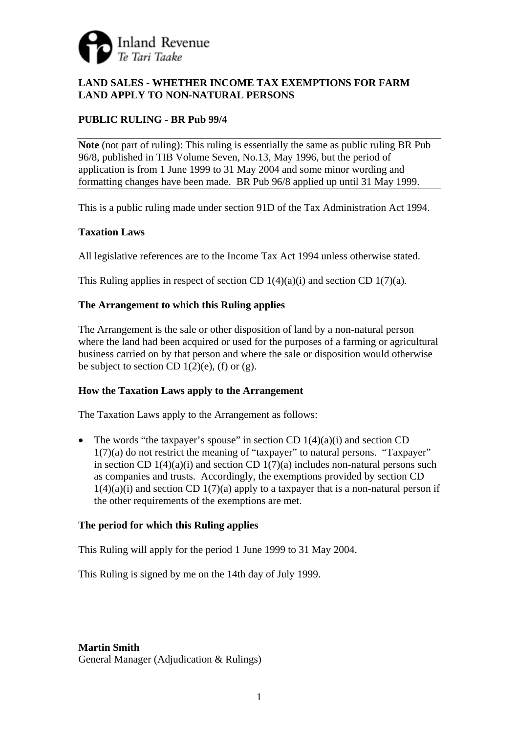Inland Revenue
*Te Tari Taake*

# LAND SALES - WHETHER INCOME TAX EXEMPTIONS FOR FARM LAND APPLY TO NON-NATURAL PERSONS

## PUBLIC RULING - BR Pub 99/4

**Note** (not part of ruling): This ruling is essentially the same as public ruling BR Pub 96/8, published in TIB Volume Seven, No.13, May 1996, but the period of application is from 1 June 1999 to 31 May 2004 and some minor wording and formatting changes have been made. BR Pub 96/8 applied up until 31 May 1999.

This is a public ruling made under section 91D of the Tax Administration Act 1994.

### Taxation Laws

All legislative references are to the Income Tax Act 1994 unless otherwise stated.

This Ruling applies in respect of section CD 1(4)(a)(i) and section CD 1(7)(a).

### The Arrangement to which this Ruling applies

The Arrangement is the sale or other disposition of land by a non-natural person where the land had been acquired or used for the purposes of a farming or agricultural business carried on by that person and where the sale or disposition would otherwise be subject to section CD 1(2)(e), (f) or (g).

### How the Taxation Laws apply to the Arrangement

The Taxation Laws apply to the Arrangement as follows:

- The words "the taxpayer's spouse" in section CD 1(4)(a)(i) and section CD 1(7)(a) do not restrict the meaning of "taxpayer" to natural persons. "Taxpayer" in section CD 1(4)(a)(i) and section CD 1(7)(a) includes non-natural persons such as companies and trusts. Accordingly, the exemptions provided by section CD 1(4)(a)(i) and section CD 1(7)(a) apply to a taxpayer that is a non-natural person if the other requirements of the exemptions are met.

### The period for which this Ruling applies

This Ruling will apply for the period 1 June 1999 to 31 May 2004.

This Ruling is signed by me on the 14th day of July 1999.

**Martin Smith**
General Manager (Adjudication & Rulings)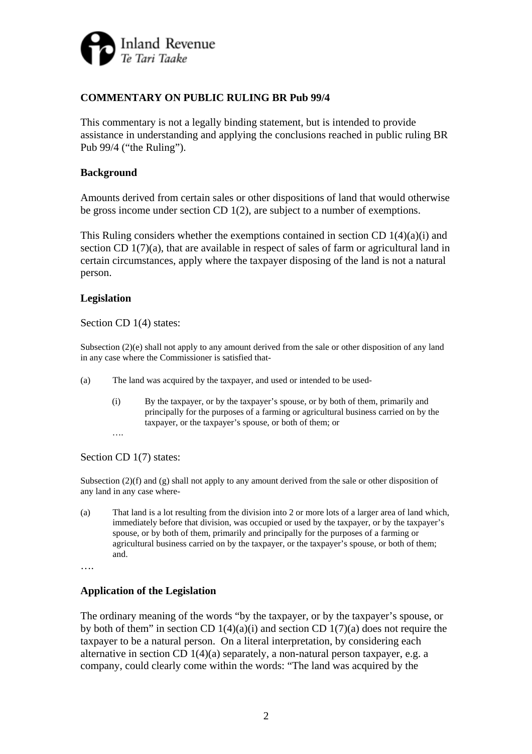**COMMENTARY ON PUBLIC RULING BR Pub 99/4**

This commentary is not a legally binding statement, but is intended to provide assistance in understanding and applying the conclusions reached in public ruling BR Pub 99/4 ("the Ruling").

**Background**

Amounts derived from certain sales or other dispositions of land that would otherwise be gross income under section CD 1(2), are subject to a number of exemptions.

This Ruling considers whether the exemptions contained in section CD 1(4)(a)(i) and section CD 1(7)(a), that are available in respect of sales of farm or agricultural land in certain circumstances, apply where the taxpayer disposing of the land is not a natural person.

**Legislation**

Section CD 1(4) states:

> Subsection (2)(e) shall not apply to any amount derived from the sale or other disposition of any land in any case where the Commissioner is satisfied that-
>
> (a) The land was acquired by the taxpayer, and used or intended to be used-
>
> (i) By the taxpayer, or by the taxpayer's spouse, or by both of them, primarily and principally for the purposes of a farming or agricultural business carried on by the taxpayer, or the taxpayer's spouse, or both of them; or
>
> ….

Section CD 1(7) states:

> Subsection (2)(f) and (g) shall not apply to any amount derived from the sale or other disposition of any land in any case where-
>
> (a) That land is a lot resulting from the division into 2 or more lots of a larger area of land which, immediately before that division, was occupied or used by the taxpayer, or by the taxpayer's spouse, or by both of them, primarily and principally for the purposes of a farming or agricultural business carried on by the taxpayer, or the taxpayer's spouse, or both of them; and.
>
> ….

**Application of the Legislation**

The ordinary meaning of the words "by the taxpayer, or by the taxpayer's spouse, or by both of them" in section CD 1(4)(a)(i) and section CD 1(7)(a) does not require the taxpayer to be a natural person. On a literal interpretation, by considering each alternative in section CD 1(4)(a) separately, a non-natural person taxpayer, e.g. a company, could clearly come within the words: "The land was acquired by the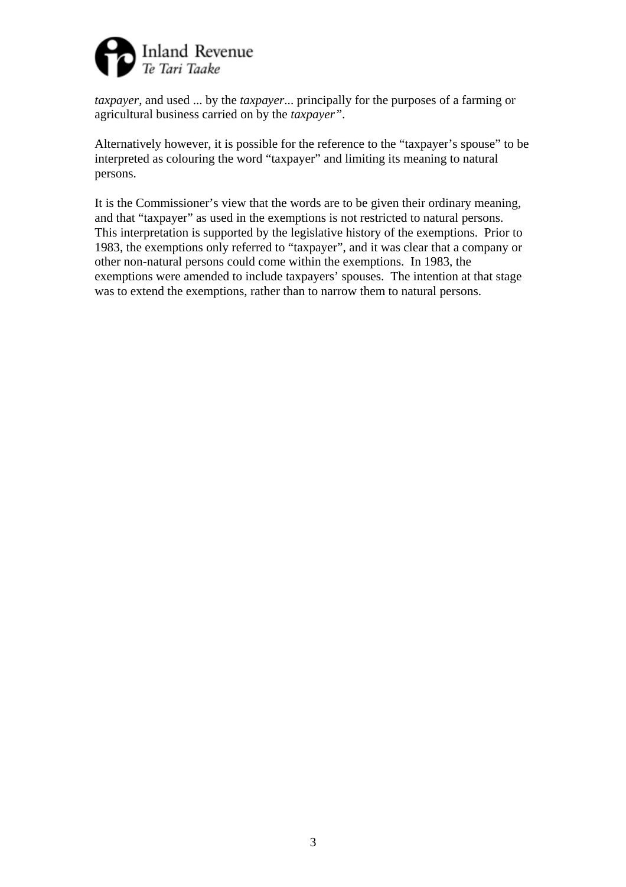*taxpayer*, and used ... by the *taxpayer*... principally for the purposes of a farming or agricultural business carried on by the *taxpayer"*.

Alternatively however, it is possible for the reference to the "taxpayer's spouse" to be interpreted as colouring the word "taxpayer" and limiting its meaning to natural persons.

It is the Commissioner's view that the words are to be given their ordinary meaning, and that "taxpayer" as used in the exemptions is not restricted to natural persons. This interpretation is supported by the legislative history of the exemptions. Prior to 1983, the exemptions only referred to "taxpayer", and it was clear that a company or other non-natural persons could come within the exemptions. In 1983, the exemptions were amended to include taxpayers' spouses. The intention at that stage was to extend the exemptions, rather than to narrow them to natural persons.